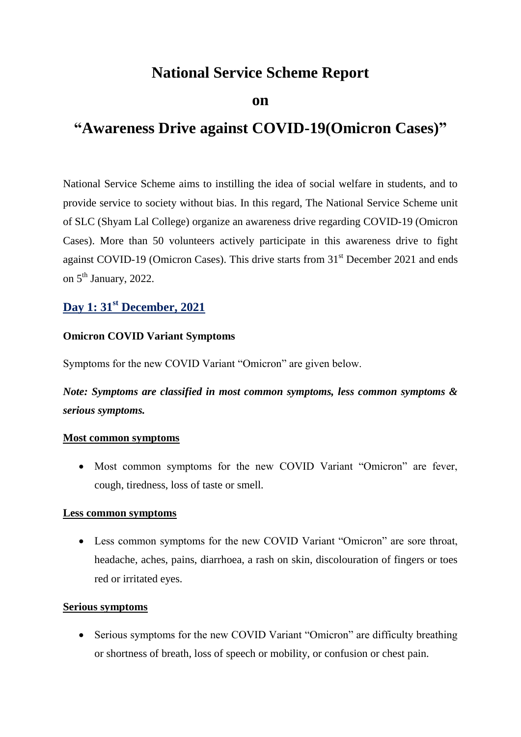# National Service Scheme Report

# on

# "Awareness Drive against COVID-19(Omicron Cases)"

National Service Scheme aims to instilling the idea of social welfare in students, and to provide service to society without bias. In this regard, The National Service Scheme unit of SLC (Shyam Lal College) organize an awareness drive regarding COVID-19 (Omicron Cases). More than 50 volunteers actively participate in this awareness drive to fight against COVID-19 (Omicron Cases). This drive starts from 31st December 2021 and ends on 5th January, 2022.

## Day 1: 31st December, 2021

**Omicron COVID Variant Symptoms**

Symptoms for the new COVID Variant "Omicron" are given below.

***Note: Symptoms are classified in most common symptoms, less common symptoms & serious symptoms.***

**Most common symptoms**

- Most common symptoms for the new COVID Variant "Omicron" are fever, cough, tiredness, loss of taste or smell.

**Less common symptoms**

- Less common symptoms for the new COVID Variant "Omicron" are sore throat, headache, aches, pains, diarrhoea, a rash on skin, discolouration of fingers or toes red or irritated eyes.

**Serious symptoms**

- Serious symptoms for the new COVID Variant "Omicron" are difficulty breathing or shortness of breath, loss of speech or mobility, or confusion or chest pain.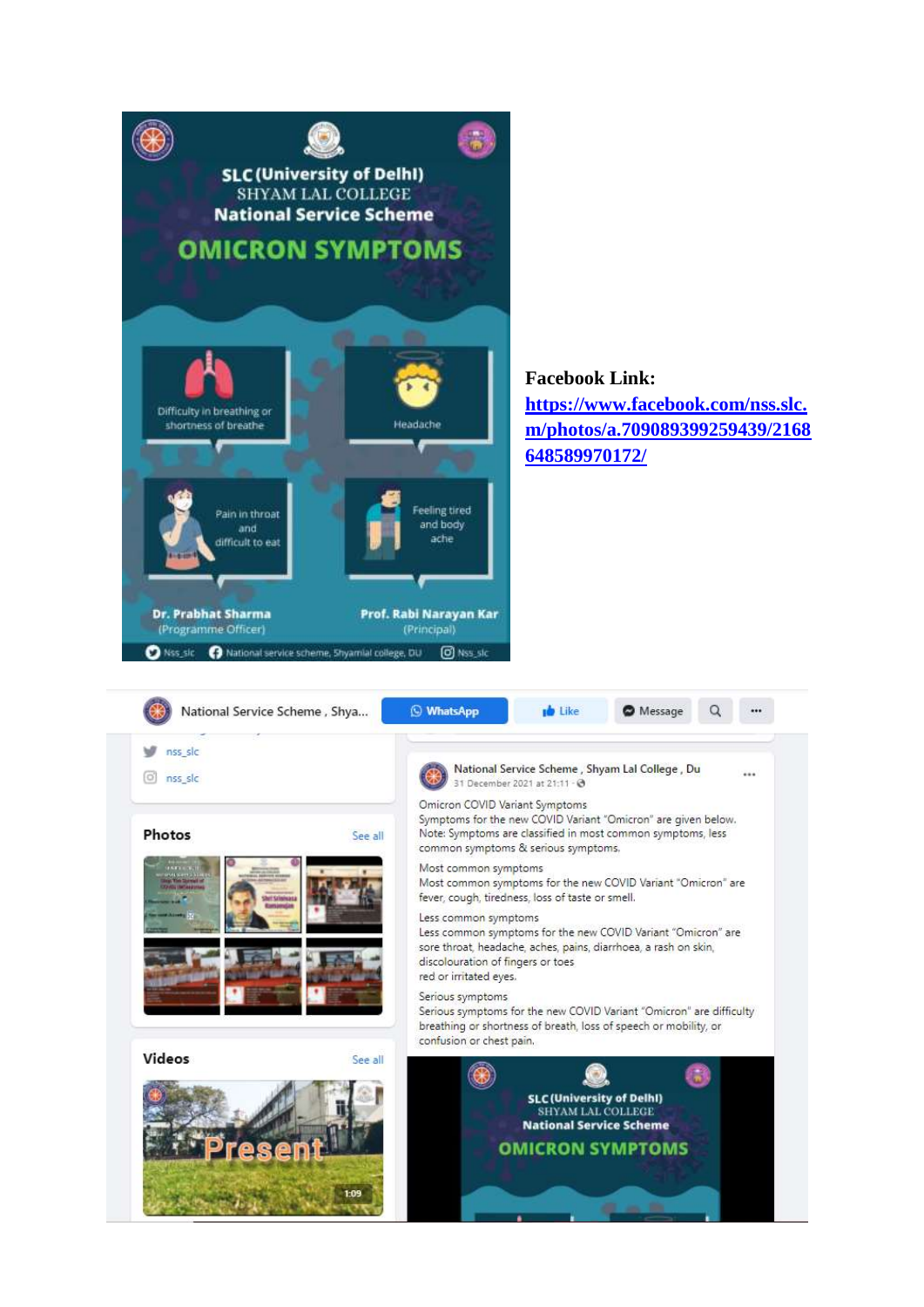**SLC (University of Delhi)**
SHYAM LAL COLLEGE
**National Service Scheme**

# OMICRON SYMPTOMS

- Difficulty in breathing or shortness of breathe
- Headache
- Pain in throat and difficult to eat
- Feeling tired and body ache

**Dr. Prabhat Sharma** (Programme Officer)

**Prof. Rabi Narayan Kar** (Principal)

Nss_slc | National service scheme, Shyamlal college, DU | Nss_slc

**Facebook Link:** https://www.facebook.com/nss.slc.m/photos/a.709089399259439/2168648589970172/

National Service Scheme , Shyam Lal College , Du
31 December 2021 at 21:11

Omicron COVID Variant Symptoms
Symptoms for the new COVID Variant "Omicron" are given below.
Note: Symptoms are classified in most common symptoms, less common symptoms & serious symptoms.

Most common symptoms
Most common symptoms for the new COVID Variant "Omicron" are fever, cough, tiredness, loss of taste or smell.

Less common symptoms
Less common symptoms for the new COVID Variant "Omicron" are sore throat, headache, aches, pains, diarrhoea, a rash on skin, discolouration of fingers or toes
red or irritated eyes.

Serious symptoms
Serious symptoms for the new COVID Variant "Omicron" are difficulty breathing or shortness of breath, loss of speech or mobility, or confusion or chest pain.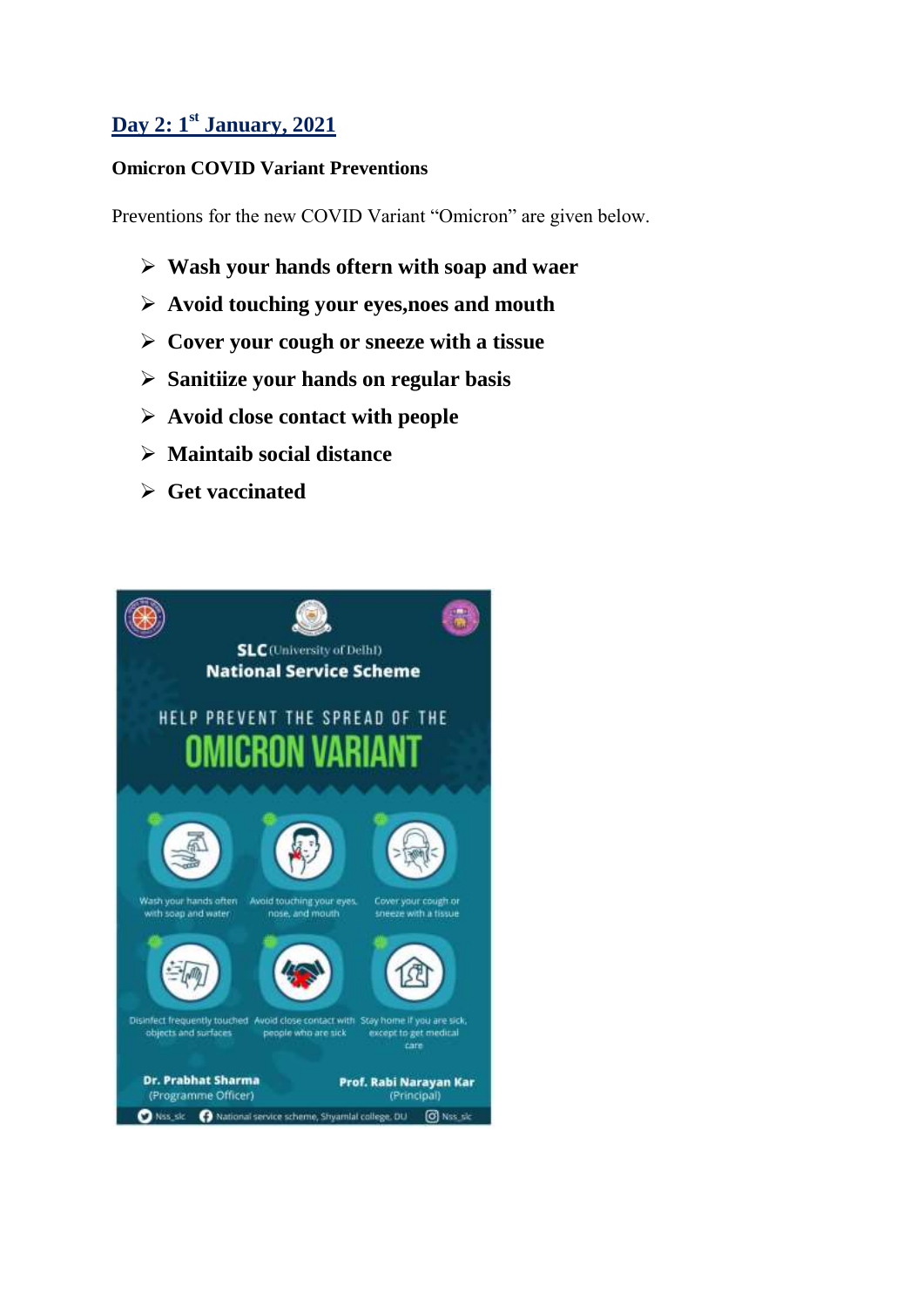## Day 2: 1st January, 2021

**Omicron COVID Variant Preventions**

Preventions for the new COVID Variant "Omicron" are given below.

- **Wash your hands oftern with soap and waer**
- **Avoid touching your eyes,noes and mouth**
- **Cover your cough or sneeze with a tissue**
- **Sanitiize your hands on regular basis**
- **Avoid close contact with people**
- **Maintaib social distance**
- **Get vaccinated**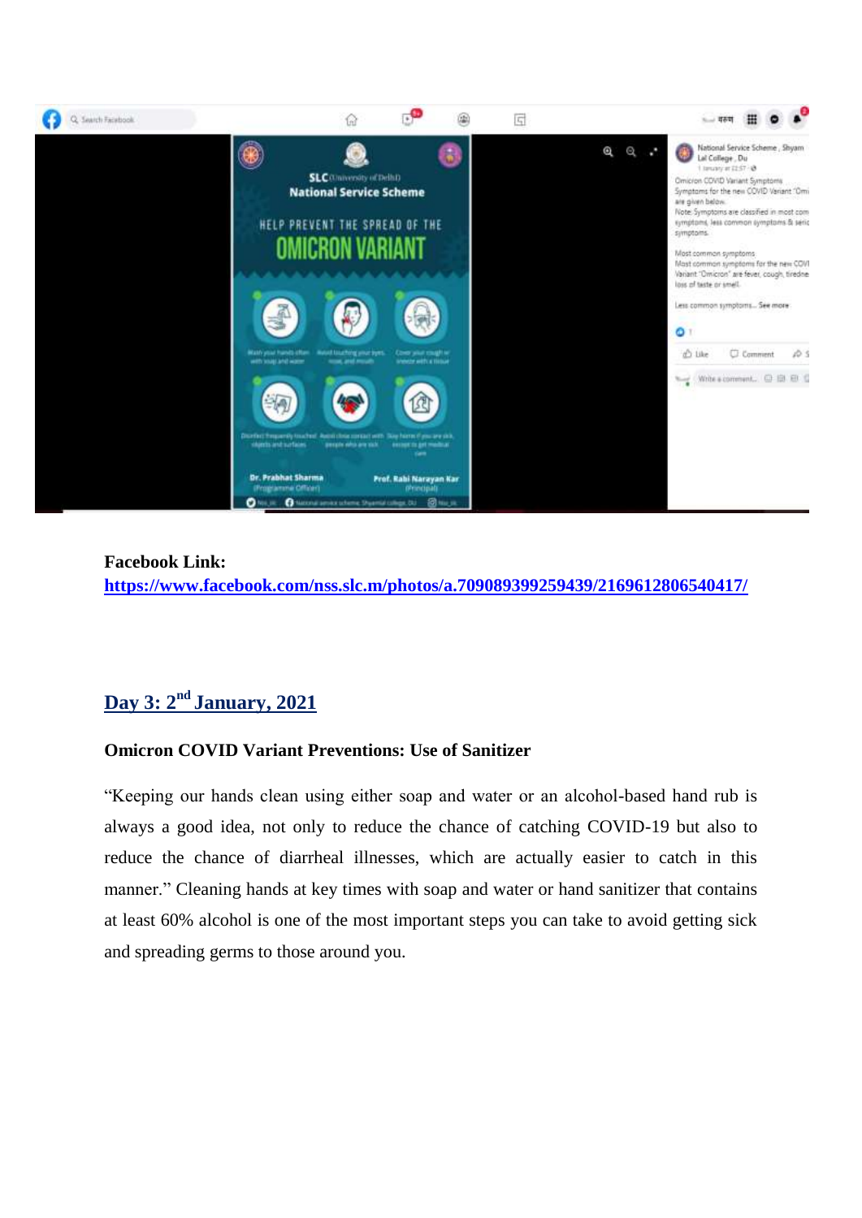**Facebook Link:**
[https://www.facebook.com/nss.slc.m/photos/a.709089399259439/2169612806540417/](https://www.facebook.com/nss.slc.m/photos/a.709089399259439/2169612806540417/)

## Day 3: 2nd January, 2021

**Omicron COVID Variant Preventions: Use of Sanitizer**

"Keeping our hands clean using either soap and water or an alcohol-based hand rub is always a good idea, not only to reduce the chance of catching COVID-19 but also to reduce the chance of diarrheal illnesses, which are actually easier to catch in this manner." Cleaning hands at key times with soap and water or hand sanitizer that contains at least 60% alcohol is one of the most important steps you can take to avoid getting sick and spreading germs to those around you.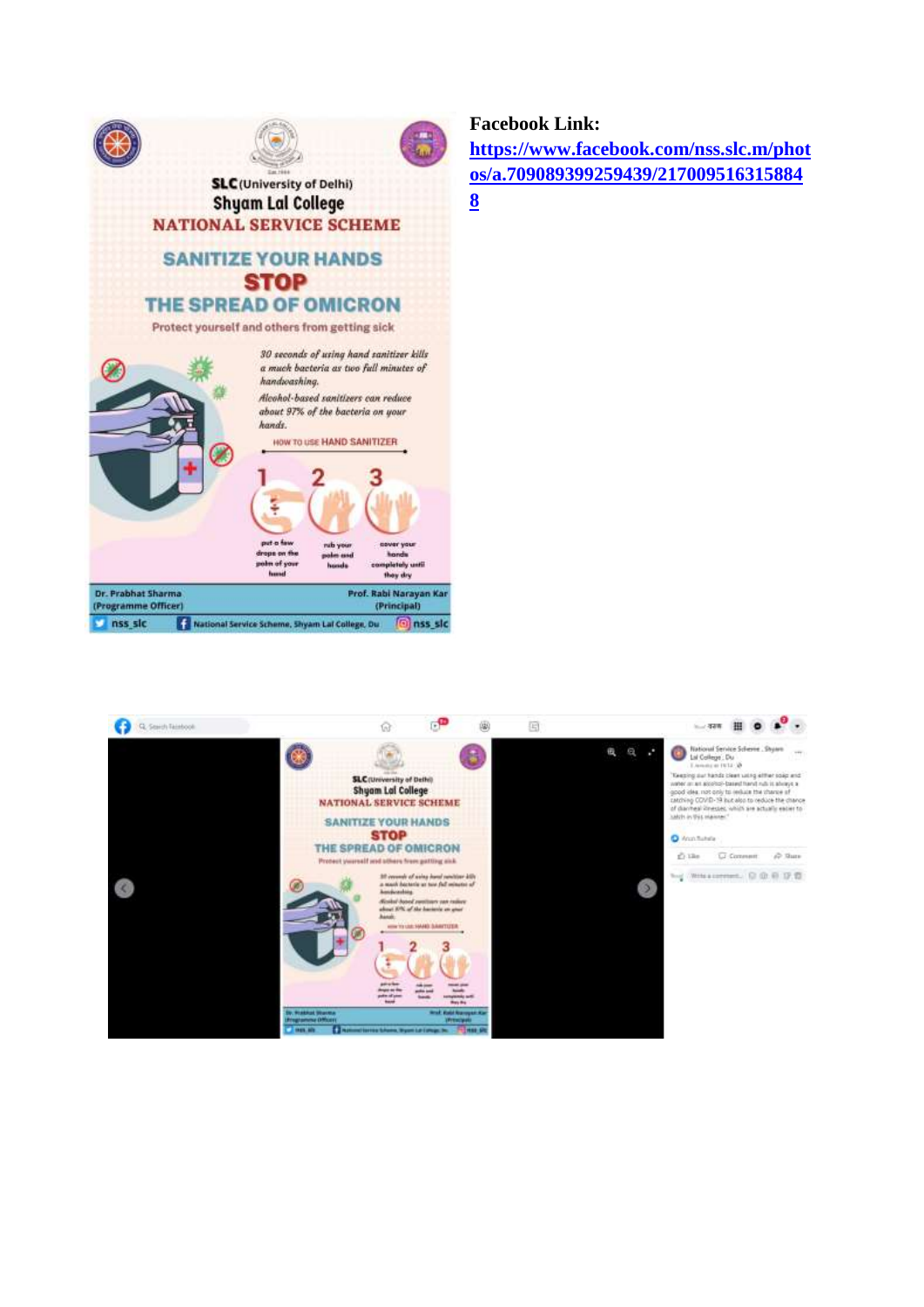SLC (University of Delhi)

Shyam Lal College

NATIONAL SERVICE SCHEME

SANITIZE YOUR HANDS

STOP

THE SPREAD OF OMICRON

Protect yourself and others from getting sick

*30 seconds of using hand sanitizer kills a much bacteria as two full minutes of handwashing.*

*Alcohol-based sanitizers can reduce about 97% of the bacteria on your hands.*

HOW TO USE HAND SANITIZER

1. put a few drops on the palm of your hand
2. rub your palm and hands
3. cover your hands completely until they dry

Dr. Prabhat Sharma (Programme Officer)

Prof. Rabi Narayan Kar (Principal)

nss_slc | National Service Scheme, Shyam Lal College, Du | nss_slc

**Facebook Link:** https://www.facebook.com/nss.slc.m/photos/a.709089399259439/2170095163158848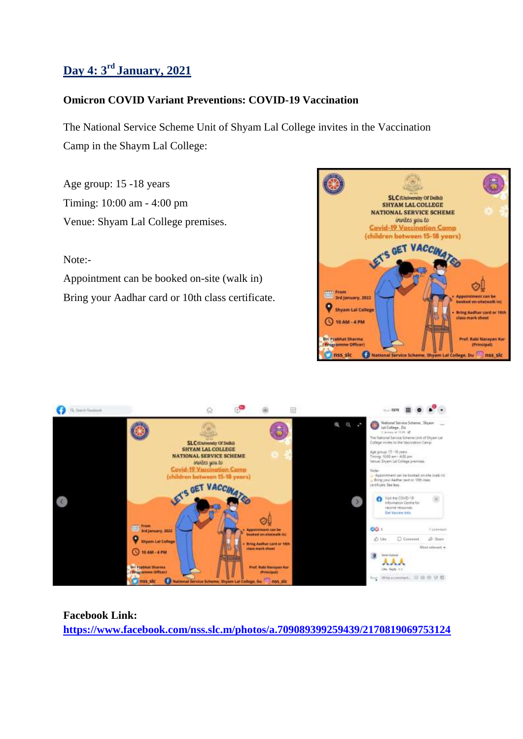## Day 4: 3rd January, 2021

**Omicron COVID Variant Preventions: COVID-19 Vaccination**

The National Service Scheme Unit of Shyam Lal College invites in the Vaccination Camp in the Shaym Lal College:

Age group: 15 -18 years
Timing: 10:00 am - 4:00 pm
Venue: Shyam Lal College premises.

Note:-
Appointment can be booked on-site (walk in)
Bring your Aadhar card or 10th class certificate.

**Facebook Link:**
https://www.facebook.com/nss.slc.m/photos/a.709089399259439/2170819069753124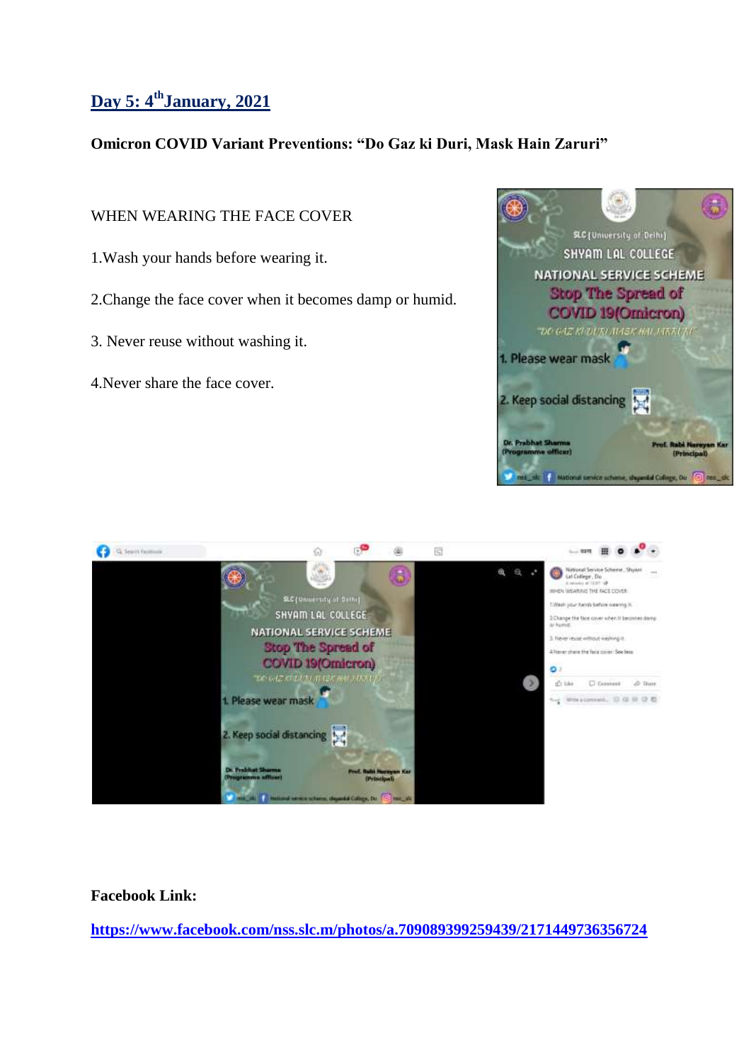## Day 5: 4th January, 2021

**Omicron COVID Variant Preventions: "Do Gaz ki Duri, Mask Hain Zaruri"**

WHEN WEARING THE FACE COVER

1.Wash your hands before wearing it.

2.Change the face cover when it becomes damp or humid.

3. Never reuse without washing it.

4.Never share the face cover.

**Facebook Link:**

https://www.facebook.com/nss.slc.m/photos/a.709089399259439/2171449736356724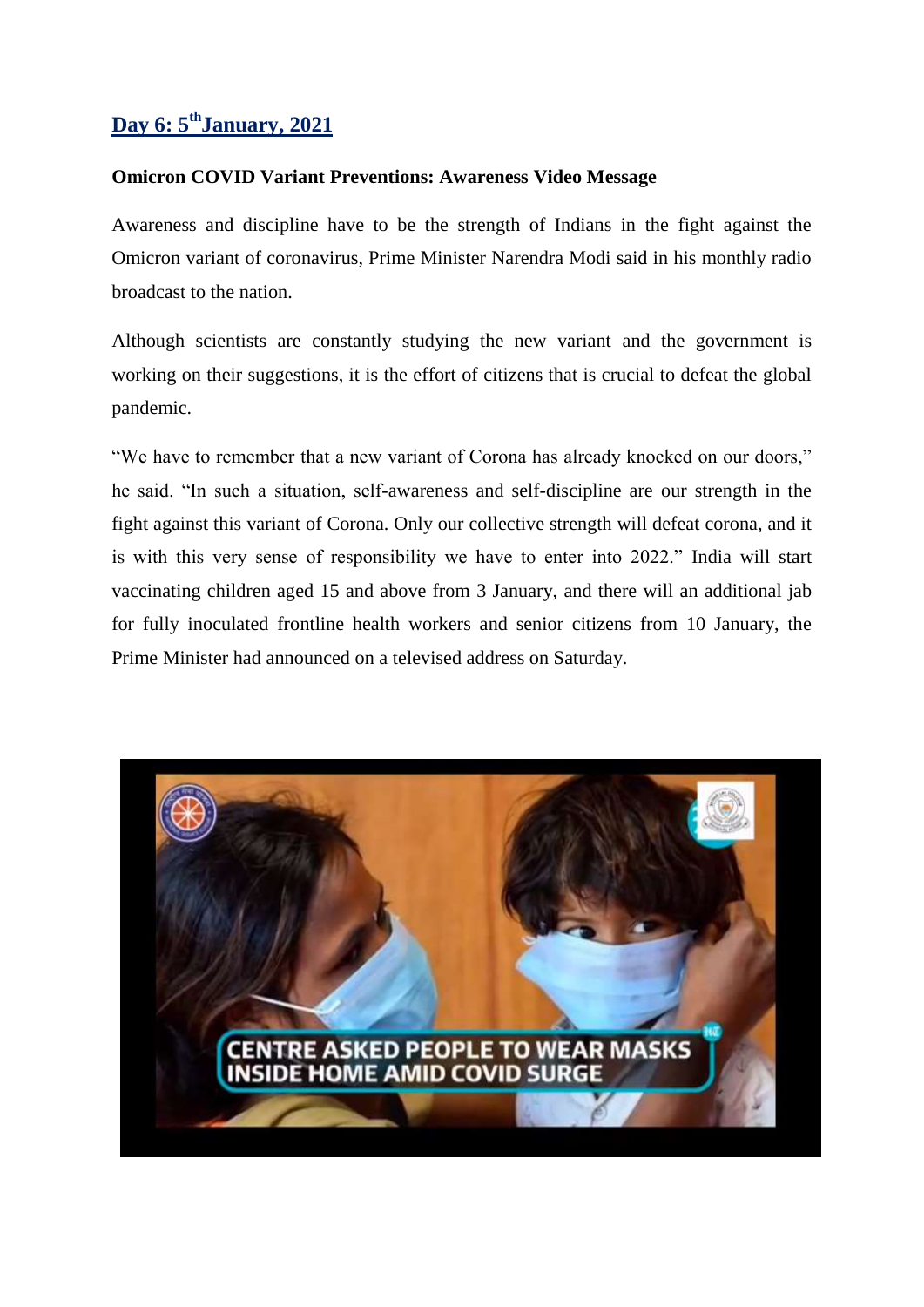## Day 6: 5th January, 2021

**Omicron COVID Variant Preventions: Awareness Video Message**

Awareness and discipline have to be the strength of Indians in the fight against the Omicron variant of coronavirus, Prime Minister Narendra Modi said in his monthly radio broadcast to the nation.

Although scientists are constantly studying the new variant and the government is working on their suggestions, it is the effort of citizens that is crucial to defeat the global pandemic.

"We have to remember that a new variant of Corona has already knocked on our doors," he said. "In such a situation, self-awareness and self-discipline are our strength in the fight against this variant of Corona. Only our collective strength will defeat corona, and it is with this very sense of responsibility we have to enter into 2022." India will start vaccinating children aged 15 and above from 3 January, and there will an additional jab for fully inoculated frontline health workers and senior citizens from 10 January, the Prime Minister had announced on a televised address on Saturday.

CENTRE ASKED PEOPLE TO WEAR MASKS INSIDE HOME AMID COVID SURGE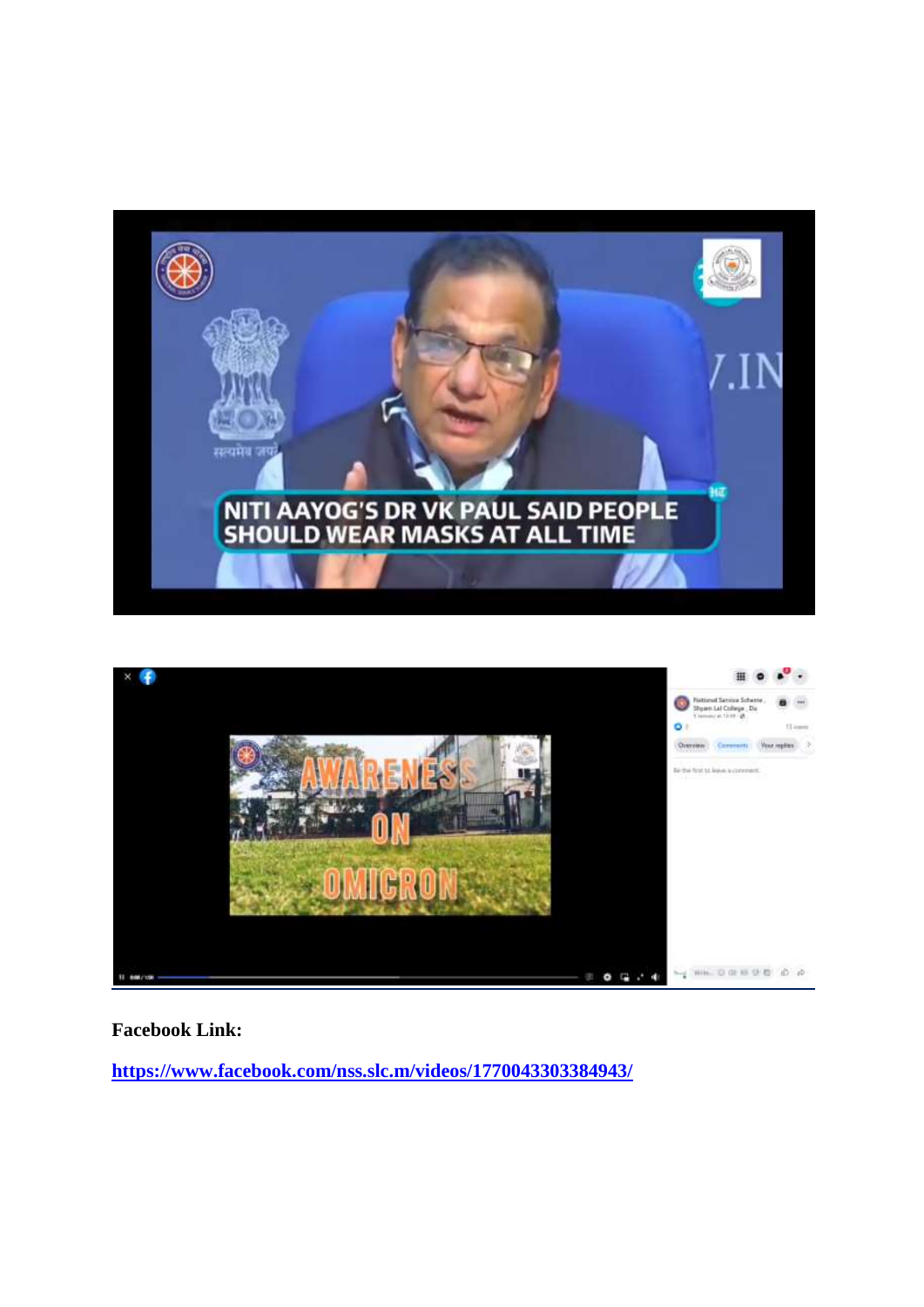**Facebook Link:**

https://www.facebook.com/nss.slc.m/videos/1770043303384943/